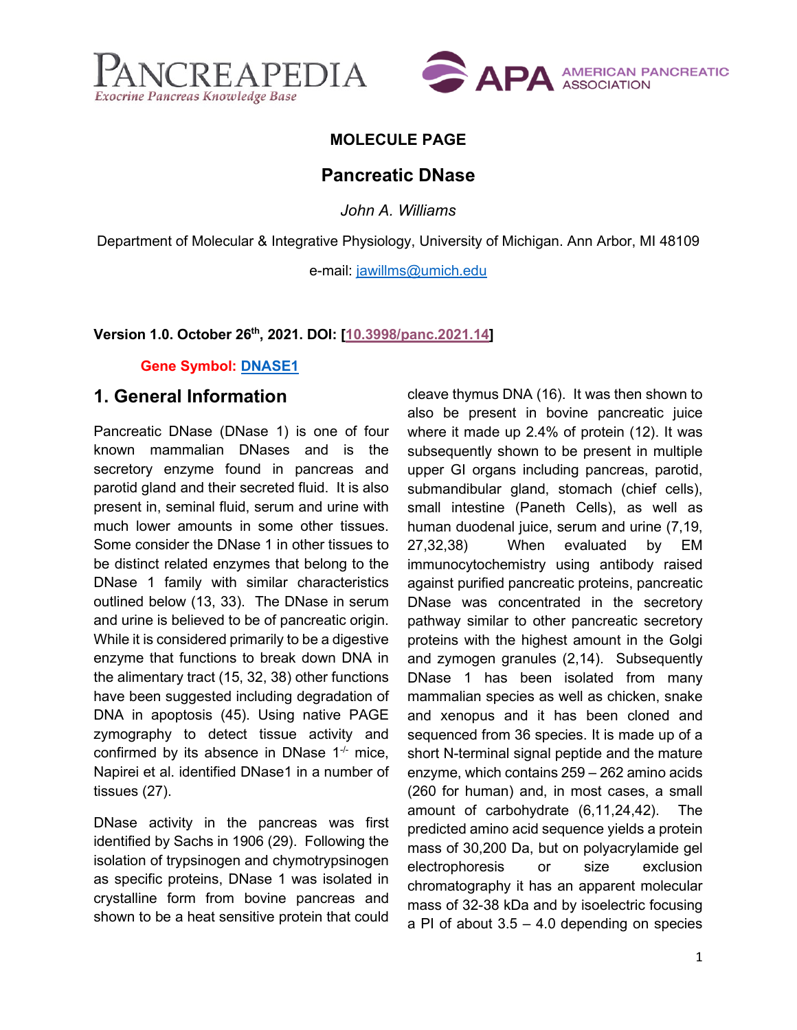PANCREAPEDIA
Exocrine Pancreas Knowledge Base

APA AMERICAN PANCREATIC ASSOCIATION

**MOLECULE PAGE**

# Pancreatic DNase

*John A. Williams*

Department of Molecular & Integrative Physiology, University of Michigan. Ann Arbor, MI 48109

e-mail: jawillms@umich.edu

**Version 1.0. October 26th, 2021. DOI: [10.3998/panc.2021.14]**

**Gene Symbol: DNASE1**

## 1. General Information

Pancreatic DNase (DNase 1) is one of four known mammalian DNases and is the secretory enzyme found in pancreas and parotid gland and their secreted fluid. It is also present in, seminal fluid, serum and urine with much lower amounts in some other tissues. Some consider the DNase 1 in other tissues to be distinct related enzymes that belong to the DNase 1 family with similar characteristics outlined below (13, 33). The DNase in serum and urine is believed to be of pancreatic origin. While it is considered primarily to be a digestive enzyme that functions to break down DNA in the alimentary tract (15, 32, 38) other functions have been suggested including degradation of DNA in apoptosis (45). Using native PAGE zymography to detect tissue activity and confirmed by its absence in DNase 1$^{-/-}$ mice, Napirei et al. identified DNase1 in a number of tissues (27).

DNase activity in the pancreas was first identified by Sachs in 1906 (29). Following the isolation of trypsinogen and chymotrypsinogen as specific proteins, DNase 1 was isolated in crystalline form from bovine pancreas and shown to be a heat sensitive protein that could cleave thymus DNA (16). It was then shown to also be present in bovine pancreatic juice where it made up 2.4% of protein (12). It was subsequently shown to be present in multiple upper GI organs including pancreas, parotid, submandibular gland, stomach (chief cells), small intestine (Paneth Cells), as well as human duodenal juice, serum and urine (7,19, 27,32,38) When evaluated by EM immunocytochemistry using antibody raised against purified pancreatic proteins, pancreatic DNase was concentrated in the secretory pathway similar to other pancreatic secretory proteins with the highest amount in the Golgi and zymogen granules (2,14). Subsequently DNase 1 has been isolated from many mammalian species as well as chicken, snake and xenopus and it has been cloned and sequenced from 36 species. It is made up of a short N-terminal signal peptide and the mature enzyme, which contains 259 – 262 amino acids (260 for human) and, in most cases, a small amount of carbohydrate (6,11,24,42). The predicted amino acid sequence yields a protein mass of 30,200 Da, but on polyacrylamide gel electrophoresis or size exclusion chromatography it has an apparent molecular mass of 32-38 kDa and by isoelectric focusing a PI of about 3.5 – 4.0 depending on species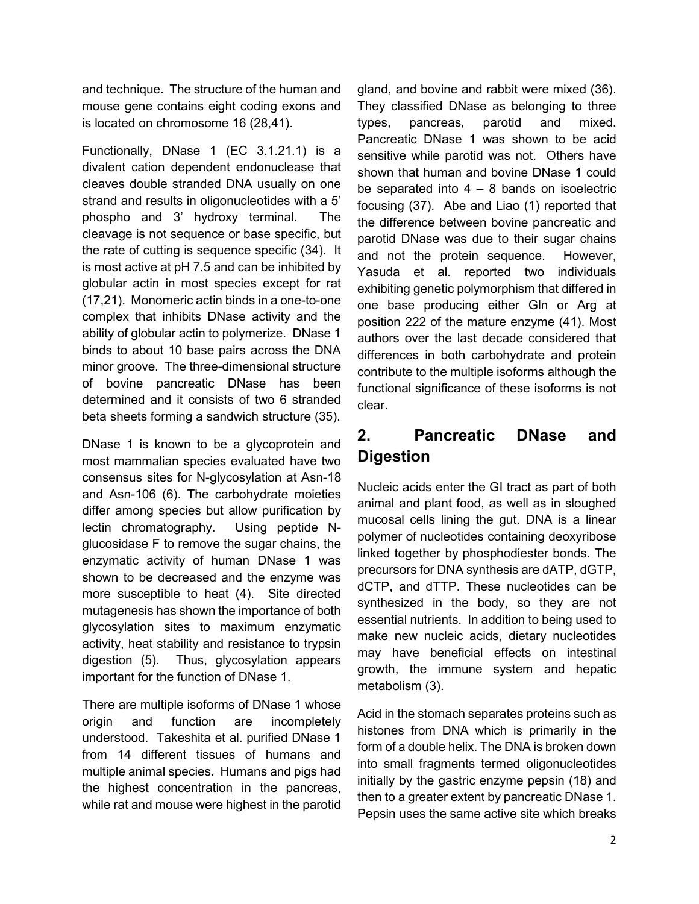and technique. The structure of the human and mouse gene contains eight coding exons and is located on chromosome 16 (28,41).

Functionally, DNase 1 (EC 3.1.21.1) is a divalent cation dependent endonuclease that cleaves double stranded DNA usually on one strand and results in oligonucleotides with a 5' phospho and 3' hydroxy terminal. The cleavage is not sequence or base specific, but the rate of cutting is sequence specific (34). It is most active at pH 7.5 and can be inhibited by globular actin in most species except for rat (17,21). Monomeric actin binds in a one-to-one complex that inhibits DNase activity and the ability of globular actin to polymerize. DNase 1 binds to about 10 base pairs across the DNA minor groove. The three-dimensional structure of bovine pancreatic DNase has been determined and it consists of two 6 stranded beta sheets forming a sandwich structure (35).

DNase 1 is known to be a glycoprotein and most mammalian species evaluated have two consensus sites for N-glycosylation at Asn-18 and Asn-106 (6). The carbohydrate moieties differ among species but allow purification by lectin chromatography. Using peptide N-glucosidase F to remove the sugar chains, the enzymatic activity of human DNase 1 was shown to be decreased and the enzyme was more susceptible to heat (4). Site directed mutagenesis has shown the importance of both glycosylation sites to maximum enzymatic activity, heat stability and resistance to trypsin digestion (5). Thus, glycosylation appears important for the function of DNase 1.

There are multiple isoforms of DNase 1 whose origin and function are incompletely understood. Takeshita et al. purified DNase 1 from 14 different tissues of humans and multiple animal species. Humans and pigs had the highest concentration in the pancreas, while rat and mouse were highest in the parotid gland, and bovine and rabbit were mixed (36). They classified DNase as belonging to three types, pancreas, parotid and mixed. Pancreatic DNase 1 was shown to be acid sensitive while parotid was not. Others have shown that human and bovine DNase 1 could be separated into 4 – 8 bands on isoelectric focusing (37). Abe and Liao (1) reported that the difference between bovine pancreatic and parotid DNase was due to their sugar chains and not the protein sequence. However, Yasuda et al. reported two individuals exhibiting genetic polymorphism that differed in one base producing either Gln or Arg at position 222 of the mature enzyme (41). Most authors over the last decade considered that differences in both carbohydrate and protein contribute to the multiple isoforms although the functional significance of these isoforms is not clear.

## 2. Pancreatic DNase and Digestion

Nucleic acids enter the GI tract as part of both animal and plant food, as well as in sloughed mucosal cells lining the gut. DNA is a linear polymer of nucleotides containing deoxyribose linked together by phosphodiester bonds. The precursors for DNA synthesis are dATP, dGTP, dCTP, and dTTP. These nucleotides can be synthesized in the body, so they are not essential nutrients. In addition to being used to make new nucleic acids, dietary nucleotides may have beneficial effects on intestinal growth, the immune system and hepatic metabolism (3).

Acid in the stomach separates proteins such as histones from DNA which is primarily in the form of a double helix. The DNA is broken down into small fragments termed oligonucleotides initially by the gastric enzyme pepsin (18) and then to a greater extent by pancreatic DNase 1. Pepsin uses the same active site which breaks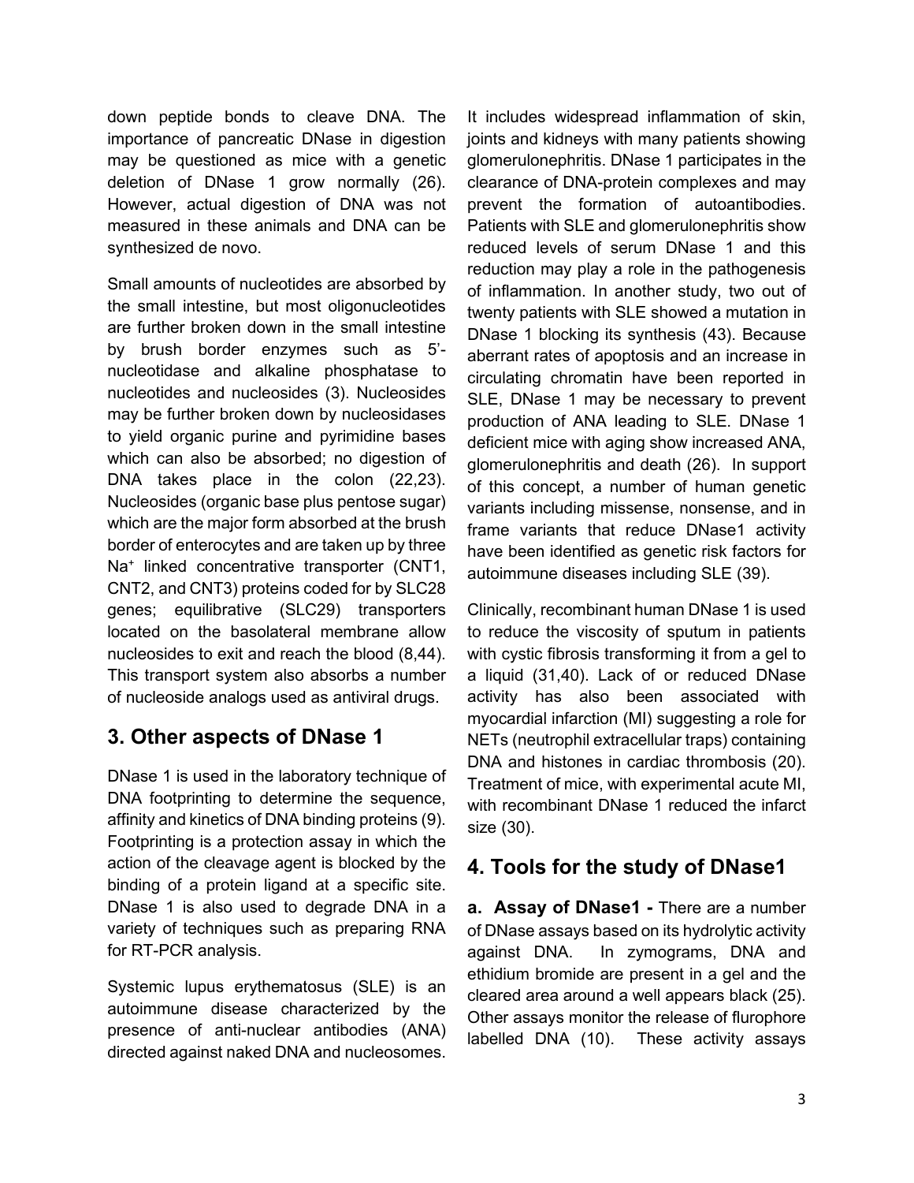down peptide bonds to cleave DNA. The importance of pancreatic DNase in digestion may be questioned as mice with a genetic deletion of DNase 1 grow normally (26). However, actual digestion of DNA was not measured in these animals and DNA can be synthesized de novo.

Small amounts of nucleotides are absorbed by the small intestine, but most oligonucleotides are further broken down in the small intestine by brush border enzymes such as 5'-nucleotidase and alkaline phosphatase to nucleotides and nucleosides (3). Nucleosides may be further broken down by nucleosidases to yield organic purine and pyrimidine bases which can also be absorbed; no digestion of DNA takes place in the colon (22,23). Nucleosides (organic base plus pentose sugar) which are the major form absorbed at the brush border of enterocytes and are taken up by three $Na^+$ linked concentrative transporter (CNT1, CNT2, and CNT3) proteins coded for by SLC28 genes; equilibrative (SLC29) transporters located on the basolateral membrane allow nucleosides to exit and reach the blood (8,44). This transport system also absorbs a number of nucleoside analogs used as antiviral drugs.

## 3. Other aspects of DNase 1

DNase 1 is used in the laboratory technique of DNA footprinting to determine the sequence, affinity and kinetics of DNA binding proteins (9). Footprinting is a protection assay in which the action of the cleavage agent is blocked by the binding of a protein ligand at a specific site. DNase 1 is also used to degrade DNA in a variety of techniques such as preparing RNA for RT-PCR analysis.

Systemic lupus erythematosus (SLE) is an autoimmune disease characterized by the presence of anti-nuclear antibodies (ANA) directed against naked DNA and nucleosomes. It includes widespread inflammation of skin, joints and kidneys with many patients showing glomerulonephritis. DNase 1 participates in the clearance of DNA-protein complexes and may prevent the formation of autoantibodies. Patients with SLE and glomerulonephritis show reduced levels of serum DNase 1 and this reduction may play a role in the pathogenesis of inflammation. In another study, two out of twenty patients with SLE showed a mutation in DNase 1 blocking its synthesis (43). Because aberrant rates of apoptosis and an increase in circulating chromatin have been reported in SLE, DNase 1 may be necessary to prevent production of ANA leading to SLE. DNase 1 deficient mice with aging show increased ANA, glomerulonephritis and death (26). In support of this concept, a number of human genetic variants including missense, nonsense, and in frame variants that reduce DNase1 activity have been identified as genetic risk factors for autoimmune diseases including SLE (39).

Clinically, recombinant human DNase 1 is used to reduce the viscosity of sputum in patients with cystic fibrosis transforming it from a gel to a liquid (31,40). Lack of or reduced DNase activity has also been associated with myocardial infarction (MI) suggesting a role for NETs (neutrophil extracellular traps) containing DNA and histones in cardiac thrombosis (20). Treatment of mice, with experimental acute MI, with recombinant DNase 1 reduced the infarct size (30).

## 4. Tools for the study of DNase1

**a. Assay of DNase1 -** There are a number of DNase assays based on its hydrolytic activity against DNA. In zymograms, DNA and ethidium bromide are present in a gel and the cleared area around a well appears black (25). Other assays monitor the release of flurophore labelled DNA (10). These activity assays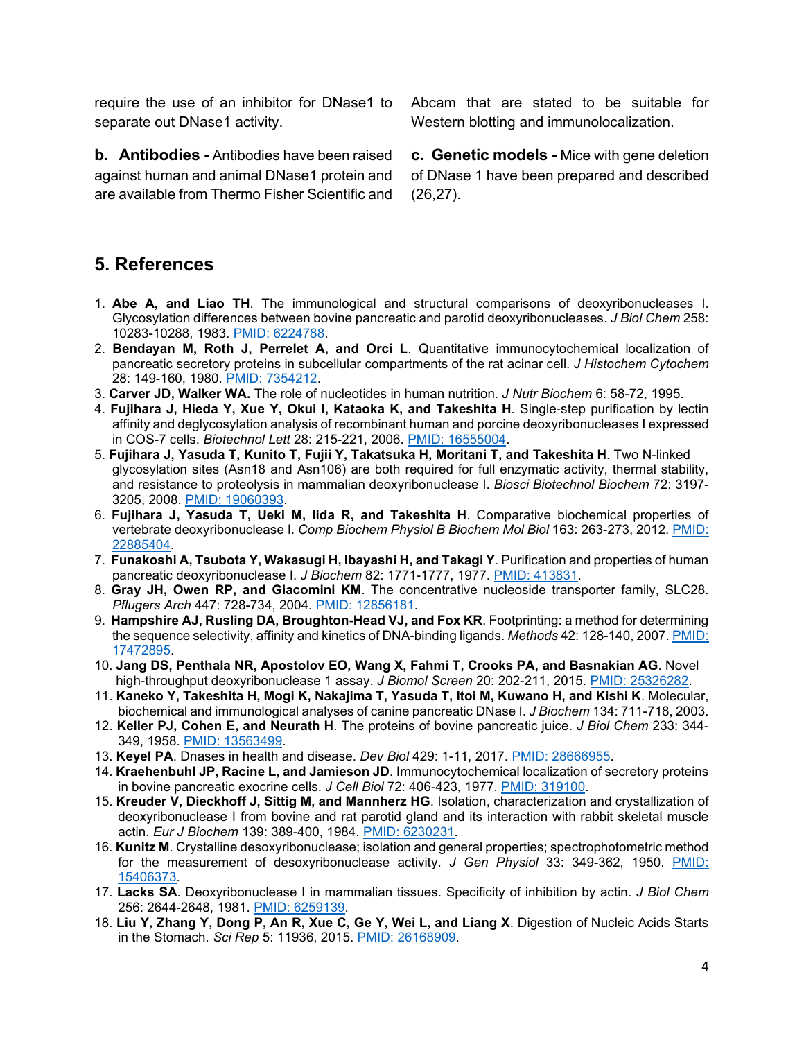require the use of an inhibitor for DNase1 to separate out DNase1 activity.

**b. Antibodies -** Antibodies have been raised against human and animal DNase1 protein and are available from Thermo Fisher Scientific and Abcam that are stated to be suitable for Western blotting and immunolocalization.

**c. Genetic models -** Mice with gene deletion of DNase 1 have been prepared and described (26,27).

## 5. References

1. **Abe A, and Liao TH**. The immunological and structural comparisons of deoxyribonucleases I. Glycosylation differences between bovine pancreatic and parotid deoxyribonucleases. *J Biol Chem* 258: 10283-10288, 1983. PMID: 6224788.
2. **Bendayan M, Roth J, Perrelet A, and Orci L**. Quantitative immunocytochemical localization of pancreatic secretory proteins in subcellular compartments of the rat acinar cell. *J Histochem Cytochem* 28: 149-160, 1980. PMID: 7354212.
3. **Carver JD, Walker WA.** The role of nucleotides in human nutrition. *J Nutr Biochem* 6: 58-72, 1995.
4. **Fujihara J, Hieda Y, Xue Y, Okui I, Kataoka K, and Takeshita H**. Single-step purification by lectin affinity and deglycosylation analysis of recombinant human and porcine deoxyribonucleases I expressed in COS-7 cells. *Biotechnol Lett* 28: 215-221, 2006. PMID: 16555004.
5. **Fujihara J, Yasuda T, Kunito T, Fujii Y, Takatsuka H, Moritani T, and Takeshita H**. Two N-linked glycosylation sites (Asn18 and Asn106) are both required for full enzymatic activity, thermal stability, and resistance to proteolysis in mammalian deoxyribonuclease I. *Biosci Biotechnol Biochem* 72: 3197-3205, 2008. PMID: 19060393.
6. **Fujihara J, Yasuda T, Ueki M, Iida R, and Takeshita H**. Comparative biochemical properties of vertebrate deoxyribonuclease I. *Comp Biochem Physiol B Biochem Mol Biol* 163: 263-273, 2012. PMID: 22885404.
7. **Funakoshi A, Tsubota Y, Wakasugi H, Ibayashi H, and Takagi Y**. Purification and properties of human pancreatic deoxyribonuclease I. *J Biochem* 82: 1771-1777, 1977. PMID: 413831.
8. **Gray JH, Owen RP, and Giacomini KM**. The concentrative nucleoside transporter family, SLC28. *Pflugers Arch* 447: 728-734, 2004. PMID: 12856181.
9. **Hampshire AJ, Rusling DA, Broughton-Head VJ, and Fox KR**. Footprinting: a method for determining the sequence selectivity, affinity and kinetics of DNA-binding ligands. *Methods* 42: 128-140, 2007. PMID: 17472895.
10. **Jang DS, Penthala NR, Apostolov EO, Wang X, Fahmi T, Crooks PA, and Basnakian AG**. Novel high-throughput deoxyribonuclease 1 assay. *J Biomol Screen* 20: 202-211, 2015. PMID: 25326282.
11. **Kaneko Y, Takeshita H, Mogi K, Nakajima T, Yasuda T, Itoi M, Kuwano H, and Kishi K**. Molecular, biochemical and immunological analyses of canine pancreatic DNase I. *J Biochem* 134: 711-718, 2003.
12. **Keller PJ, Cohen E, and Neurath H**. The proteins of bovine pancreatic juice. *J Biol Chem* 233: 344-349, 1958. PMID: 13563499.
13. **Keyel PA**. Dnases in health and disease. *Dev Biol* 429: 1-11, 2017. PMID: 28666955.
14. **Kraehenbuhl JP, Racine L, and Jamieson JD**. Immunocytochemical localization of secretory proteins in bovine pancreatic exocrine cells. *J Cell Biol* 72: 406-423, 1977. PMID: 319100.
15. **Kreuder V, Dieckhoff J, Sittig M, and Mannherz HG**. Isolation, characterization and crystallization of deoxyribonuclease I from bovine and rat parotid gland and its interaction with rabbit skeletal muscle actin. *Eur J Biochem* 139: 389-400, 1984. PMID: 6230231.
16. **Kunitz M**. Crystalline desoxyribonuclease; isolation and general properties; spectrophotometric method for the measurement of desoxyribonuclease activity. *J Gen Physiol* 33: 349-362, 1950. PMID: 15406373.
17. **Lacks SA**. Deoxyribonuclease I in mammalian tissues. Specificity of inhibition by actin. *J Biol Chem* 256: 2644-2648, 1981. PMID: 6259139.
18. **Liu Y, Zhang Y, Dong P, An R, Xue C, Ge Y, Wei L, and Liang X**. Digestion of Nucleic Acids Starts in the Stomach. *Sci Rep* 5: 11936, 2015. PMID: 26168909.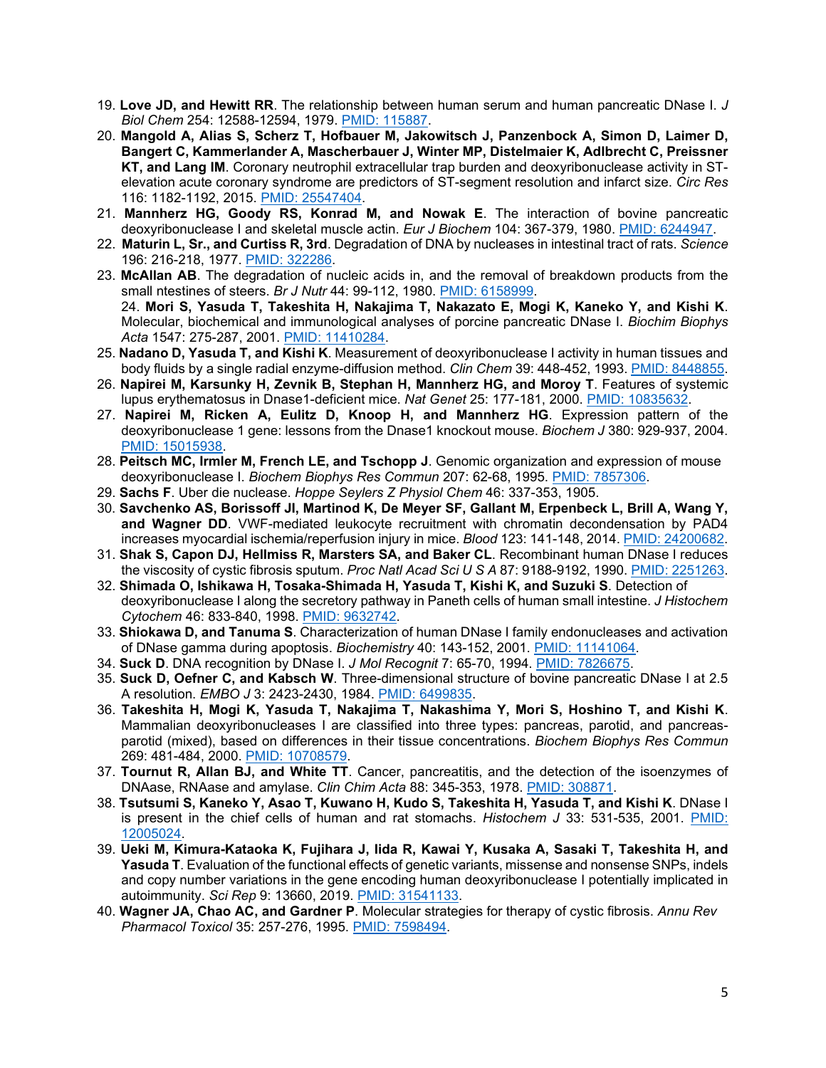19. **Love JD, and Hewitt RR**. The relationship between human serum and human pancreatic DNase I. *J Biol Chem* 254: 12588-12594, 1979. PMID: 115887.
20. **Mangold A, Alias S, Scherz T, Hofbauer M, Jakowitsch J, Panzenbock A, Simon D, Laimer D, Bangert C, Kammerlander A, Mascherbauer J, Winter MP, Distelmaier K, Adlbrecht C, Preissner KT, and Lang IM**. Coronary neutrophil extracellular trap burden and deoxyribonuclease activity in ST-elevation acute coronary syndrome are predictors of ST-segment resolution and infarct size. *Circ Res* 116: 1182-1192, 2015. PMID: 25547404.
21. **Mannherz HG, Goody RS, Konrad M, and Nowak E**. The interaction of bovine pancreatic deoxyribonuclease I and skeletal muscle actin. *Eur J Biochem* 104: 367-379, 1980. PMID: 6244947.
22. **Maturin L, Sr., and Curtiss R, 3rd**. Degradation of DNA by nucleases in intestinal tract of rats. *Science* 196: 216-218, 1977. PMID: 322286.
23. **McAllan AB**. The degradation of nucleic acids in, and the removal of breakdown products from the small ntestines of steers. *Br J Nutr* 44: 99-112, 1980. PMID: 6158999.
24. **Mori S, Yasuda T, Takeshita H, Nakajima T, Nakazato E, Mogi K, Kaneko Y, and Kishi K**. Molecular, biochemical and immunological analyses of porcine pancreatic DNase I. *Biochim Biophys Acta* 1547: 275-287, 2001. PMID: 11410284.
25. **Nadano D, Yasuda T, and Kishi K**. Measurement of deoxyribonuclease I activity in human tissues and body fluids by a single radial enzyme-diffusion method. *Clin Chem* 39: 448-452, 1993. PMID: 8448855.
26. **Napirei M, Karsunky H, Zevnik B, Stephan H, Mannherz HG, and Moroy T**. Features of systemic lupus erythematosus in Dnase1-deficient mice. *Nat Genet* 25: 177-181, 2000. PMID: 10835632.
27. **Napirei M, Ricken A, Eulitz D, Knoop H, and Mannherz HG**. Expression pattern of the deoxyribonuclease 1 gene: lessons from the Dnase1 knockout mouse. *Biochem J* 380: 929-937, 2004. PMID: 15015938.
28. **Peitsch MC, Irmler M, French LE, and Tschopp J**. Genomic organization and expression of mouse deoxyribonuclease I. *Biochem Biophys Res Commun* 207: 62-68, 1995. PMID: 7857306.
29. **Sachs F**. Uber die nuclease. *Hoppe Seylers Z Physiol Chem* 46: 337-353, 1905.
30. **Savchenko AS, Borissoff JI, Martinod K, De Meyer SF, Gallant M, Erpenbeck L, Brill A, Wang Y, and Wagner DD**. VWF-mediated leukocyte recruitment with chromatin decondensation by PAD4 increases myocardial ischemia/reperfusion injury in mice. *Blood* 123: 141-148, 2014. PMID: 24200682.
31. **Shak S, Capon DJ, Hellmiss R, Marsters SA, and Baker CL**. Recombinant human DNase I reduces the viscosity of cystic fibrosis sputum. *Proc Natl Acad Sci U S A* 87: 9188-9192, 1990. PMID: 2251263.
32. **Shimada O, Ishikawa H, Tosaka-Shimada H, Yasuda T, Kishi K, and Suzuki S**. Detection of deoxyribonuclease I along the secretory pathway in Paneth cells of human small intestine. *J Histochem Cytochem* 46: 833-840, 1998. PMID: 9632742.
33. **Shiokawa D, and Tanuma S**. Characterization of human DNase I family endonucleases and activation of DNase gamma during apoptosis. *Biochemistry* 40: 143-152, 2001. PMID: 11141064.
34. **Suck D**. DNA recognition by DNase I. *J Mol Recognit* 7: 65-70, 1994. PMID: 7826675.
35. **Suck D, Oefner C, and Kabsch W**. Three-dimensional structure of bovine pancreatic DNase I at 2.5 A resolution. *EMBO J* 3: 2423-2430, 1984. PMID: 6499835.
36. **Takeshita H, Mogi K, Yasuda T, Nakajima T, Nakashima Y, Mori S, Hoshino T, and Kishi K**. Mammalian deoxyribonucleases I are classified into three types: pancreas, parotid, and pancreas-parotid (mixed), based on differences in their tissue concentrations. *Biochem Biophys Res Commun* 269: 481-484, 2000. PMID: 10708579.
37. **Tournut R, Allan BJ, and White TT**. Cancer, pancreatitis, and the detection of the isoenzymes of DNAase, RNAase and amylase. *Clin Chim Acta* 88: 345-353, 1978. PMID: 308871.
38. **Tsutsumi S, Kaneko Y, Asao T, Kuwano H, Kudo S, Takeshita H, Yasuda T, and Kishi K**. DNase I is present in the chief cells of human and rat stomachs. *Histochem J* 33: 531-535, 2001. PMID: 12005024.
39. **Ueki M, Kimura-Kataoka K, Fujihara J, Iida R, Kawai Y, Kusaka A, Sasaki T, Takeshita H, and Yasuda T**. Evaluation of the functional effects of genetic variants, missense and nonsense SNPs, indels and copy number variations in the gene encoding human deoxyribonuclease I potentially implicated in autoimmunity. *Sci Rep* 9: 13660, 2019. PMID: 31541133.
40. **Wagner JA, Chao AC, and Gardner P**. Molecular strategies for therapy of cystic fibrosis. *Annu Rev Pharmacol Toxicol* 35: 257-276, 1995. PMID: 7598494.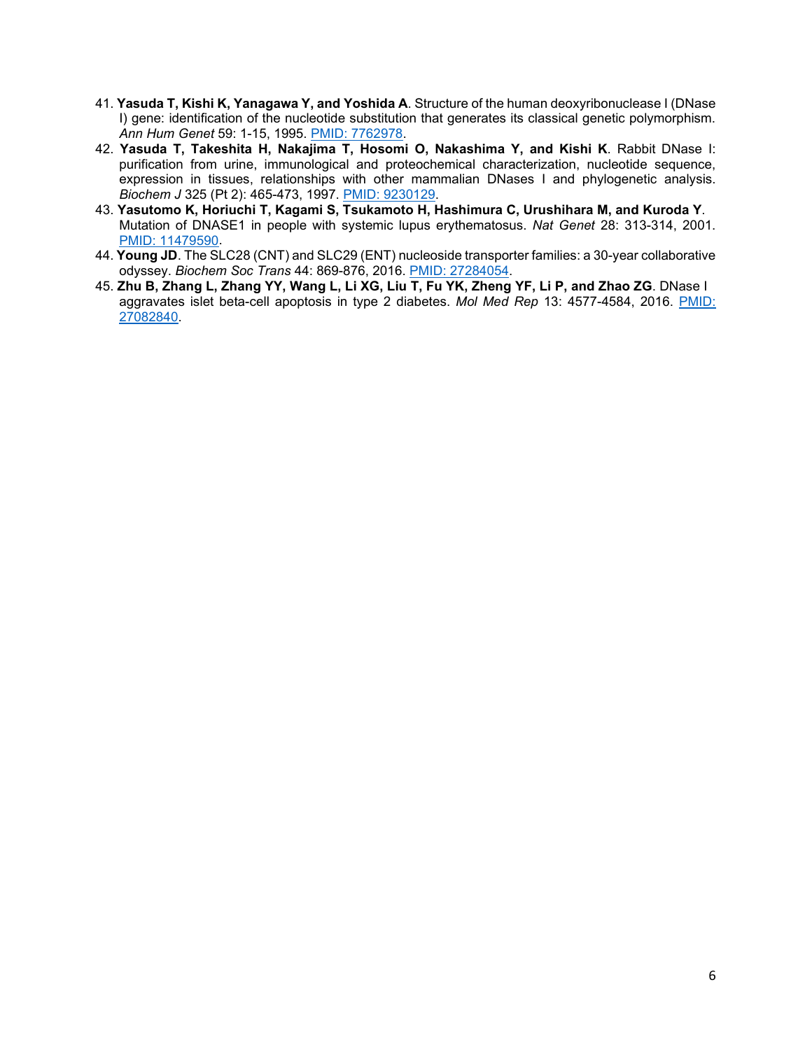41. **Yasuda T, Kishi K, Yanagawa Y, and Yoshida A**. Structure of the human deoxyribonuclease I (DNase I) gene: identification of the nucleotide substitution that generates its classical genetic polymorphism. *Ann Hum Genet* 59: 1-15, 1995. PMID: 7762978.
42. **Yasuda T, Takeshita H, Nakajima T, Hosomi O, Nakashima Y, and Kishi K**. Rabbit DNase I: purification from urine, immunological and proteochemical characterization, nucleotide sequence, expression in tissues, relationships with other mammalian DNases I and phylogenetic analysis. *Biochem J* 325 (Pt 2): 465-473, 1997. PMID: 9230129.
43. **Yasutomo K, Horiuchi T, Kagami S, Tsukamoto H, Hashimura C, Urushihara M, and Kuroda Y**. Mutation of DNASE1 in people with systemic lupus erythematosus. *Nat Genet* 28: 313-314, 2001. PMID: 11479590.
44. **Young JD**. The SLC28 (CNT) and SLC29 (ENT) nucleoside transporter families: a 30-year collaborative odyssey. *Biochem Soc Trans* 44: 869-876, 2016. PMID: 27284054.
45. **Zhu B, Zhang L, Zhang YY, Wang L, Li XG, Liu T, Fu YK, Zheng YF, Li P, and Zhao ZG**. DNase I aggravates islet beta-cell apoptosis in type 2 diabetes. *Mol Med Rep* 13: 4577-4584, 2016. PMID: 27082840.